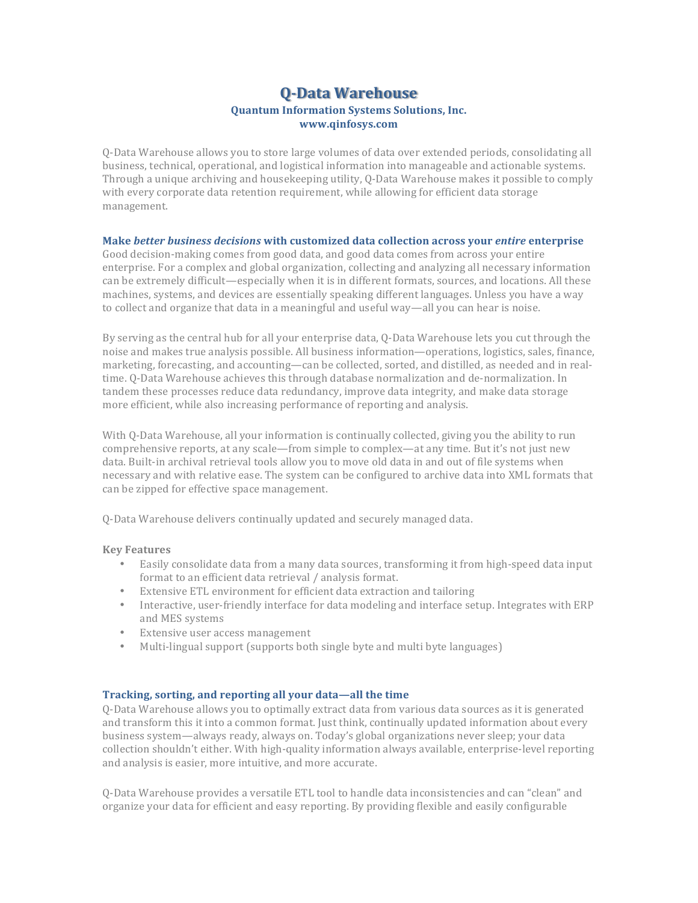# Q-Data Warehouse

**Quantum Information Systems Solutions, Inc.**
**www.qinfosys.com**

Q-Data Warehouse allows you to store large volumes of data over extended periods, consolidating all business, technical, operational, and logistical information into manageable and actionable systems. Through a unique archiving and housekeeping utility, Q-Data Warehouse makes it possible to comply with every corporate data retention requirement, while allowing for efficient data storage management.

## Make *better business decisions* with customized data collection across your *entire* enterprise

Good decision-making comes from good data, and good data comes from across your entire enterprise. For a complex and global organization, collecting and analyzing all necessary information can be extremely difficult—especially when it is in different formats, sources, and locations. All these machines, systems, and devices are essentially speaking different languages. Unless you have a way to collect and organize that data in a meaningful and useful way—all you can hear is noise.

By serving as the central hub for all your enterprise data, Q-Data Warehouse lets you cut through the noise and makes true analysis possible. All business information—operations, logistics, sales, finance, marketing, forecasting, and accounting—can be collected, sorted, and distilled, as needed and in real-time. Q-Data Warehouse achieves this through database normalization and de-normalization. In tandem these processes reduce data redundancy, improve data integrity, and make data storage more efficient, while also increasing performance of reporting and analysis.

With Q-Data Warehouse, all your information is continually collected, giving you the ability to run comprehensive reports, at any scale—from simple to complex—at any time. But it's not just new data. Built-in archival retrieval tools allow you to move old data in and out of file systems when necessary and with relative ease. The system can be configured to archive data into XML formats that can be zipped for effective space management.

Q-Data Warehouse delivers continually updated and securely managed data.

### Key Features

- Easily consolidate data from a many data sources, transforming it from high-speed data input format to an efficient data retrieval / analysis format.
- Extensive ETL environment for efficient data extraction and tailoring
- Interactive, user-friendly interface for data modeling and interface setup. Integrates with ERP and MES systems
- Extensive user access management
- Multi-lingual support (supports both single byte and multi byte languages)

## Tracking, sorting, and reporting all your data—all the time

Q-Data Warehouse allows you to optimally extract data from various data sources as it is generated and transform this it into a common format. Just think, continually updated information about every business system—always ready, always on. Today's global organizations never sleep; your data collection shouldn't either. With high-quality information always available, enterprise-level reporting and analysis is easier, more intuitive, and more accurate.

Q-Data Warehouse provides a versatile ETL tool to handle data inconsistencies and can "clean" and organize your data for efficient and easy reporting. By providing flexible and easily configurable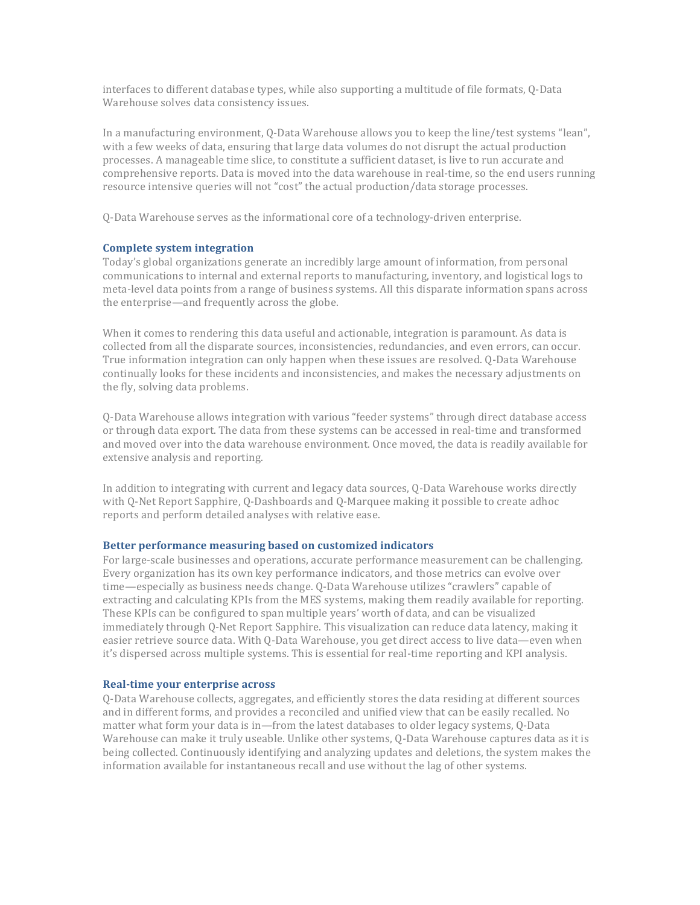interfaces to different database types, while also supporting a multitude of file formats, Q-Data Warehouse solves data consistency issues.

In a manufacturing environment, Q-Data Warehouse allows you to keep the line/test systems "lean", with a few weeks of data, ensuring that large data volumes do not disrupt the actual production processes. A manageable time slice, to constitute a sufficient dataset, is live to run accurate and comprehensive reports. Data is moved into the data warehouse in real-time, so the end users running resource intensive queries will not "cost" the actual production/data storage processes.

Q-Data Warehouse serves as the informational core of a technology-driven enterprise.

### Complete system integration

Today's global organizations generate an incredibly large amount of information, from personal communications to internal and external reports to manufacturing, inventory, and logistical logs to meta-level data points from a range of business systems. All this disparate information spans across the enterprise—and frequently across the globe.

When it comes to rendering this data useful and actionable, integration is paramount. As data is collected from all the disparate sources, inconsistencies, redundancies, and even errors, can occur. True information integration can only happen when these issues are resolved. Q-Data Warehouse continually looks for these incidents and inconsistencies, and makes the necessary adjustments on the fly, solving data problems.

Q-Data Warehouse allows integration with various "feeder systems" through direct database access or through data export. The data from these systems can be accessed in real-time and transformed and moved over into the data warehouse environment. Once moved, the data is readily available for extensive analysis and reporting.

In addition to integrating with current and legacy data sources, Q-Data Warehouse works directly with Q-Net Report Sapphire, Q-Dashboards and Q-Marquee making it possible to create adhoc reports and perform detailed analyses with relative ease.

### Better performance measuring based on customized indicators

For large-scale businesses and operations, accurate performance measurement can be challenging. Every organization has its own key performance indicators, and those metrics can evolve over time—especially as business needs change. Q-Data Warehouse utilizes "crawlers" capable of extracting and calculating KPIs from the MES systems, making them readily available for reporting. These KPIs can be configured to span multiple years' worth of data, and can be visualized immediately through Q-Net Report Sapphire. This visualization can reduce data latency, making it easier retrieve source data. With Q-Data Warehouse, you get direct access to live data—even when it's dispersed across multiple systems. This is essential for real-time reporting and KPI analysis.

### Real-time your enterprise across

Q-Data Warehouse collects, aggregates, and efficiently stores the data residing at different sources and in different forms, and provides a reconciled and unified view that can be easily recalled. No matter what form your data is in—from the latest databases to older legacy systems, Q-Data Warehouse can make it truly useable. Unlike other systems, Q-Data Warehouse captures data as it is being collected. Continuously identifying and analyzing updates and deletions, the system makes the information available for instantaneous recall and use without the lag of other systems.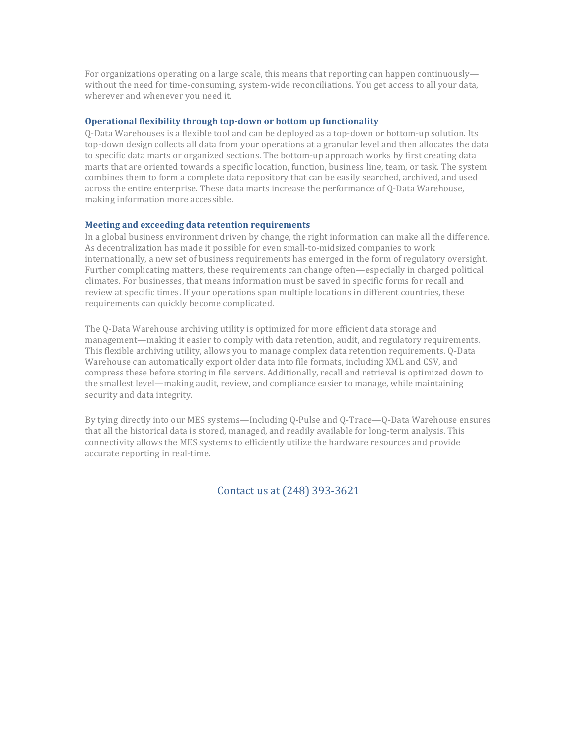For organizations operating on a large scale, this means that reporting can happen continuously—without the need for time-consuming, system-wide reconciliations. You get access to all your data, wherever and whenever you need it.

### Operational flexibility through top-down or bottom up functionality

Q-Data Warehouses is a flexible tool and can be deployed as a top-down or bottom-up solution. Its top-down design collects all data from your operations at a granular level and then allocates the data to specific data marts or organized sections. The bottom-up approach works by first creating data marts that are oriented towards a specific location, function, business line, team, or task. The system combines them to form a complete data repository that can be easily searched, archived, and used across the entire enterprise. These data marts increase the performance of Q-Data Warehouse, making information more accessible.

### Meeting and exceeding data retention requirements

In a global business environment driven by change, the right information can make all the difference. As decentralization has made it possible for even small-to-midsized companies to work internationally, a new set of business requirements has emerged in the form of regulatory oversight. Further complicating matters, these requirements can change often—especially in charged political climates. For businesses, that means information must be saved in specific forms for recall and review at specific times. If your operations span multiple locations in different countries, these requirements can quickly become complicated.

The Q-Data Warehouse archiving utility is optimized for more efficient data storage and management—making it easier to comply with data retention, audit, and regulatory requirements. This flexible archiving utility, allows you to manage complex data retention requirements. Q-Data Warehouse can automatically export older data into file formats, including XML and CSV, and compress these before storing in file servers. Additionally, recall and retrieval is optimized down to the smallest level—making audit, review, and compliance easier to manage, while maintaining security and data integrity.

By tying directly into our MES systems—Including Q-Pulse and Q-Trace—Q-Data Warehouse ensures that all the historical data is stored, managed, and readily available for long-term analysis. This connectivity allows the MES systems to efficiently utilize the hardware resources and provide accurate reporting in real-time.

Contact us at (248) 393-3621